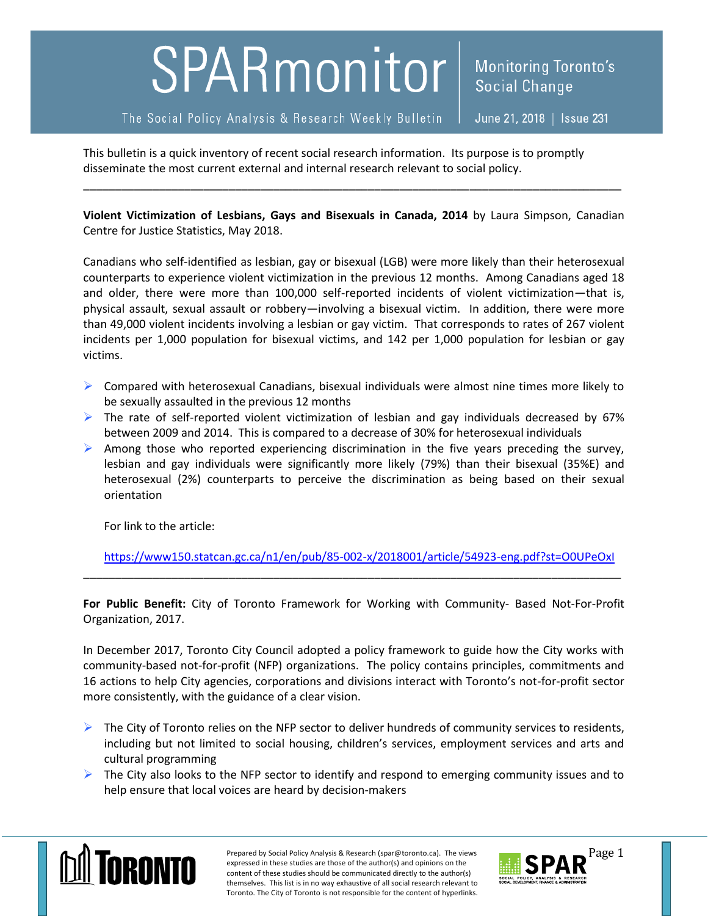# SPARmonitor

The Social Policy Analysis & Research Weekly Bulletin

Monitoring Toronto's Social Change

June 21, 2018 | Issue 231

This bulletin is a quick inventory of recent social research information. Its purpose is to promptly disseminate the most current external and internal research relevant to social policy.

---

**Violent Victimization of Lesbians, Gays and Bisexuals in Canada, 2014** by Laura Simpson, Canadian Centre for Justice Statistics, May 2018.

Canadians who self-identified as lesbian, gay or bisexual (LGB) were more likely than their heterosexual counterparts to experience violent victimization in the previous 12 months. Among Canadians aged 18 and older, there were more than 100,000 self-reported incidents of violent victimization—that is, physical assault, sexual assault or robbery—involving a bisexual victim. In addition, there were more than 49,000 violent incidents involving a lesbian or gay victim. That corresponds to rates of 267 violent incidents per 1,000 population for bisexual victims, and 142 per 1,000 population for lesbian or gay victims.

- Compared with heterosexual Canadians, bisexual individuals were almost nine times more likely to be sexually assaulted in the previous 12 months
- The rate of self-reported violent victimization of lesbian and gay individuals decreased by 67% between 2009 and 2014. This is compared to a decrease of 30% for heterosexual individuals
- Among those who reported experiencing discrimination in the five years preceding the survey, lesbian and gay individuals were significantly more likely (79%) than their bisexual (35%E) and heterosexual (2%) counterparts to perceive the discrimination as being based on their sexual orientation

For link to the article:

https://www150.statcan.gc.ca/n1/en/pub/85-002-x/2018001/article/54923-eng.pdf?st=O0UPeOxI

---

**For Public Benefit:** City of Toronto Framework for Working with Community- Based Not-For-Profit Organization, 2017.

In December 2017, Toronto City Council adopted a policy framework to guide how the City works with community-based not-for-profit (NFP) organizations. The policy contains principles, commitments and 16 actions to help City agencies, corporations and divisions interact with Toronto's not-for-profit sector more consistently, with the guidance of a clear vision.

- The City of Toronto relies on the NFP sector to deliver hundreds of community services to residents, including but not limited to social housing, children's services, employment services and arts and cultural programming
- The City also looks to the NFP sector to identify and respond to emerging community issues and to help ensure that local voices are heard by decision-makers

Prepared by Social Policy Analysis & Research (spar@toronto.ca). The views expressed in these studies are those of the author(s) and opinions on the content of these studies should be communicated directly to the author(s) themselves. This list is in no way exhaustive of all social research relevant to Toronto. The City of Toronto is not responsible for the content of hyperlinks.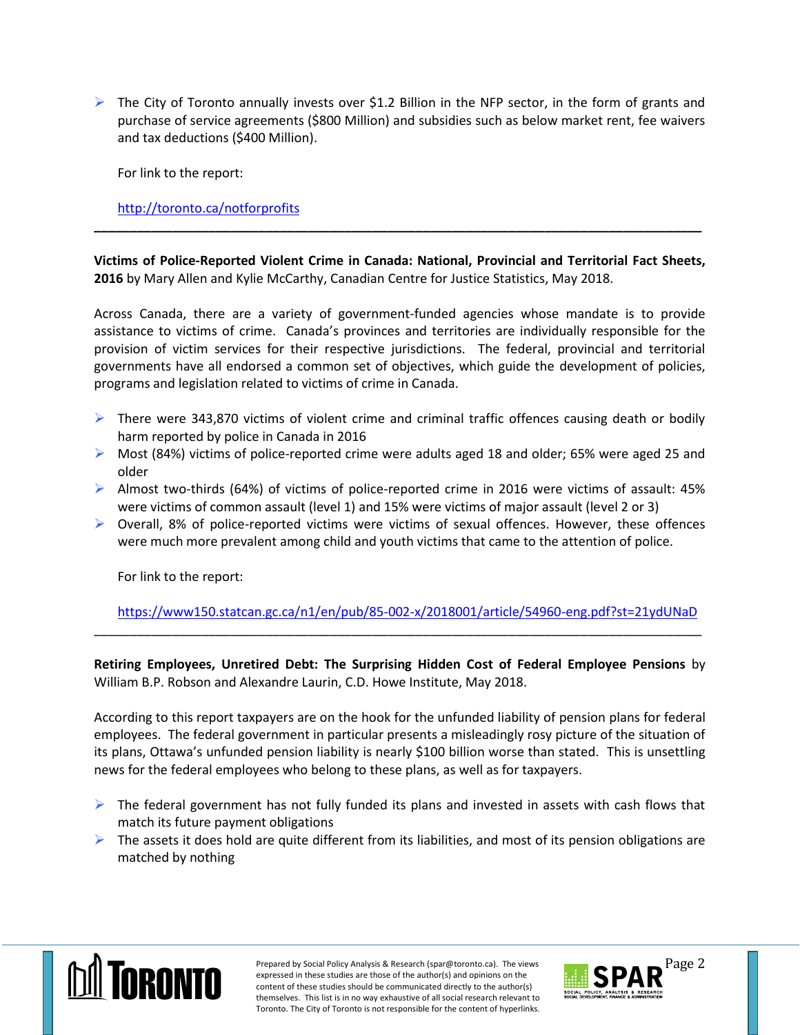- The City of Toronto annually invests over $1.2 Billion in the NFP sector, in the form of grants and purchase of service agreements ($800 Million) and subsidies such as below market rent, fee waivers and tax deductions ($400 Million).

  For link to the report:

  http://toronto.ca/notforprofits

---

**Victims of Police-Reported Violent Crime in Canada: National, Provincial and Territorial Fact Sheets, 2016** by Mary Allen and Kylie McCarthy, Canadian Centre for Justice Statistics, May 2018.

Across Canada, there are a variety of government-funded agencies whose mandate is to provide assistance to victims of crime. Canada's provinces and territories are individually responsible for the provision of victim services for their respective jurisdictions. The federal, provincial and territorial governments have all endorsed a common set of objectives, which guide the development of policies, programs and legislation related to victims of crime in Canada.

- There were 343,870 victims of violent crime and criminal traffic offences causing death or bodily harm reported by police in Canada in 2016
- Most (84%) victims of police-reported crime were adults aged 18 and older; 65% were aged 25 and older
- Almost two-thirds (64%) of victims of police-reported crime in 2016 were victims of assault: 45% were victims of common assault (level 1) and 15% were victims of major assault (level 2 or 3)
- Overall, 8% of police-reported victims were victims of sexual offences. However, these offences were much more prevalent among child and youth victims that came to the attention of police.

  For link to the report:

  https://www150.statcan.gc.ca/n1/en/pub/85-002-x/2018001/article/54960-eng.pdf?st=21ydUNaD

---

**Retiring Employees, Unretired Debt: The Surprising Hidden Cost of Federal Employee Pensions** by William B.P. Robson and Alexandre Laurin, C.D. Howe Institute, May 2018.

According to this report taxpayers are on the hook for the unfunded liability of pension plans for federal employees. The federal government in particular presents a misleadingly rosy picture of the situation of its plans, Ottawa's unfunded pension liability is nearly $100 billion worse than stated. This is unsettling news for the federal employees who belong to these plans, as well as for taxpayers.

- The federal government has not fully funded its plans and invested in assets with cash flows that match its future payment obligations
- The assets it does hold are quite different from its liabilities, and most of its pension obligations are matched by nothing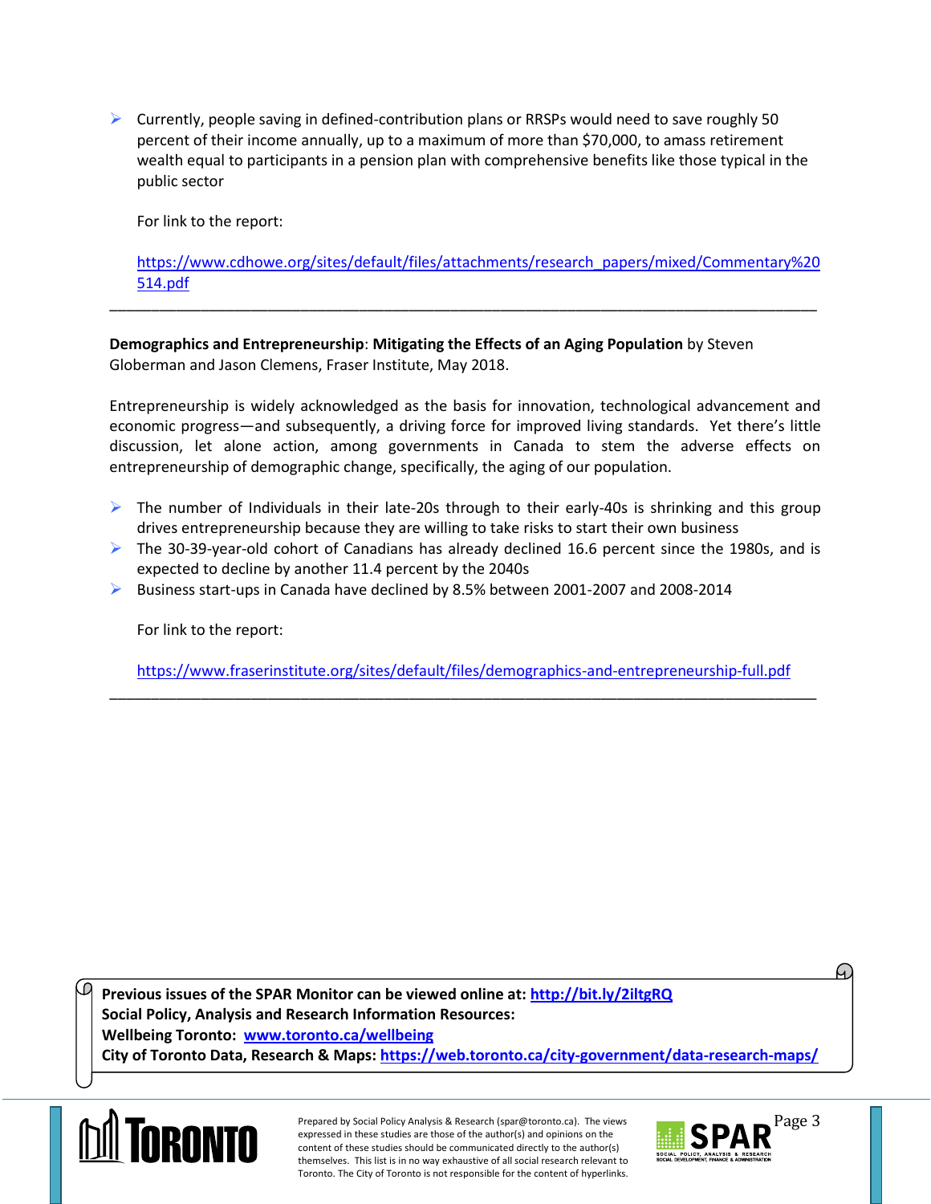- Currently, people saving in defined-contribution plans or RRSPs would need to save roughly 50 percent of their income annually, up to a maximum of more than $70,000, to amass retirement wealth equal to participants in a pension plan with comprehensive benefits like those typical in the public sector

  For link to the report:

  https://www.cdhowe.org/sites/default/files/attachments/research_papers/mixed/Commentary%20514.pdf

---

**Demographics and Entrepreneurship**: **Mitigating the Effects of an Aging Population** by Steven Globerman and Jason Clemens, Fraser Institute, May 2018.

Entrepreneurship is widely acknowledged as the basis for innovation, technological advancement and economic progress—and subsequently, a driving force for improved living standards. Yet there's little discussion, let alone action, among governments in Canada to stem the adverse effects on entrepreneurship of demographic change, specifically, the aging of our population.

- The number of Individuals in their late-20s through to their early-40s is shrinking and this group drives entrepreneurship because they are willing to take risks to start their own business
- The 30-39-year-old cohort of Canadians has already declined 16.6 percent since the 1980s, and is expected to decline by another 11.4 percent by the 2040s
- Business start-ups in Canada have declined by 8.5% between 2001-2007 and 2008-2014

  For link to the report:

  https://www.fraserinstitute.org/sites/default/files/demographics-and-entrepreneurship-full.pdf

---

**Previous issues of the SPAR Monitor can be viewed online at: http://bit.ly/2iltgRQ**
**Social Policy, Analysis and Research Information Resources:**
**Wellbeing Toronto: www.toronto.ca/wellbeing**
**City of Toronto Data, Research & Maps: https://web.toronto.ca/city-government/data-research-maps/**

Prepared by Social Policy Analysis & Research (spar@toronto.ca). The views expressed in these studies are those of the author(s) and opinions on the content of these studies should be communicated directly to the author(s) themselves. This list is in no way exhaustive of all social research relevant to Toronto. The City of Toronto is not responsible for the content of hyperlinks.